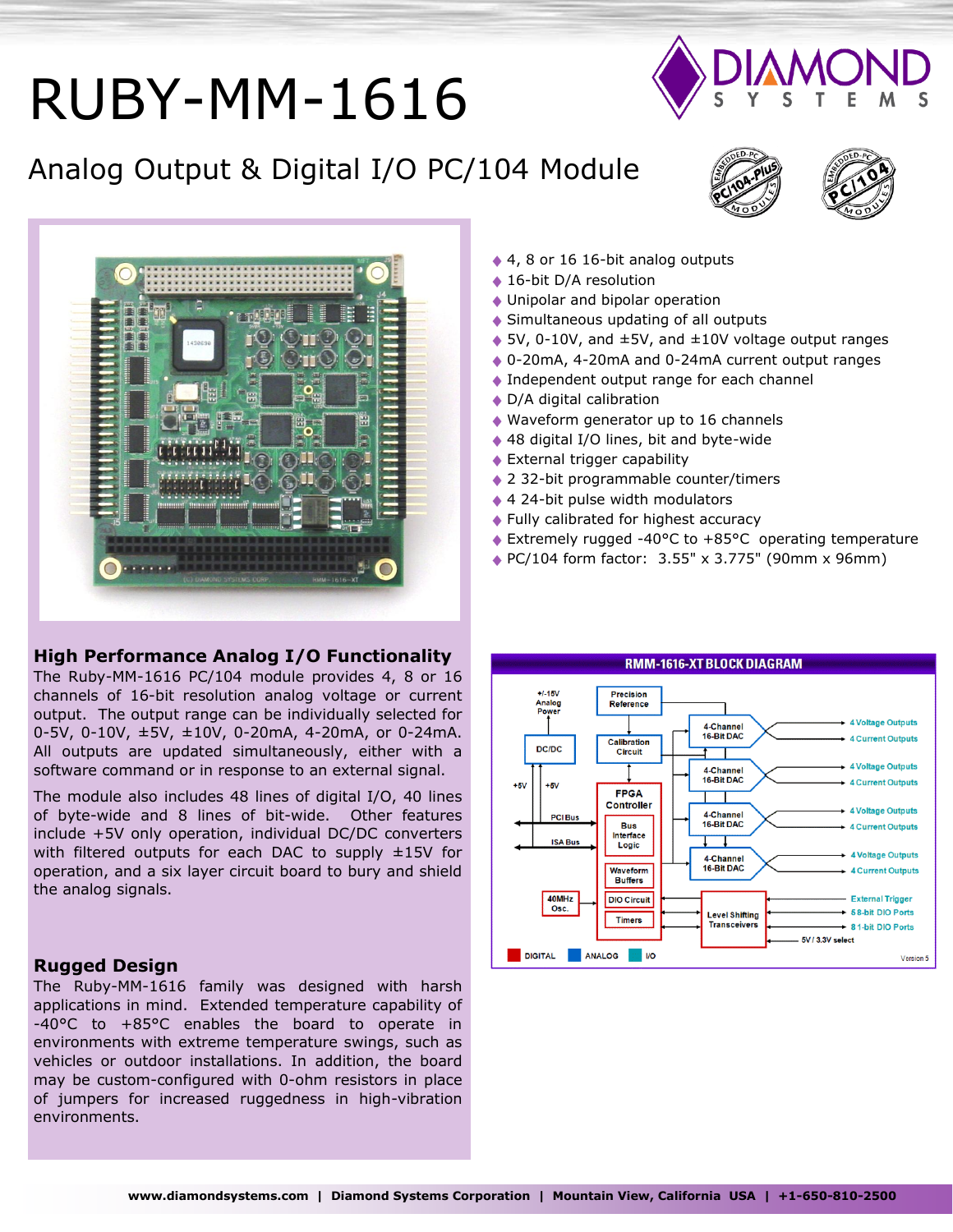# RUBY-MM-1616

## Analog Output & Digital I/O PC/104 Module

- 4, 8 or 16 16-bit analog outputs
- 16-bit D/A resolution
- Unipolar and bipolar operation
- Simultaneous updating of all outputs
- 5V, 0-10V, and ±5V, and ±10V voltage output ranges
- 0-20mA, 4-20mA and 0-24mA current output ranges
- Independent output range for each channel
- D/A digital calibration
- Waveform generator up to 16 channels
- 48 digital I/O lines, bit and byte-wide
- External trigger capability
- 2 32-bit programmable counter/timers
- 4 24-bit pulse width modulators
- Fully calibrated for highest accuracy
- Extremely rugged -40°C to +85°C operating temperature
- PC/104 form factor: 3.55" x 3.775" (90mm x 96mm)

### High Performance Analog I/O Functionality

The Ruby-MM-1616 PC/104 module provides 4, 8 or 16 channels of 16-bit resolution analog voltage or current output. The output range can be individually selected for 0-5V, 0-10V, ±5V, ±10V, 0-20mA, 4-20mA, or 0-24mA. All outputs are updated simultaneously, either with a software command or in response to an external signal.

The module also includes 48 lines of digital I/O, 40 lines of byte-wide and 8 lines of bit-wide. Other features include +5V only operation, individual DC/DC converters with filtered outputs for each DAC to supply ±15V for operation, and a six layer circuit board to bury and shield the analog signals.

### Rugged Design

The Ruby-MM-1616 family was designed with harsh applications in mind. Extended temperature capability of -40°C to +85°C enables the board to operate in environments with extreme temperature swings, such as vehicles or outdoor installations. In addition, the board may be custom-configured with 0-ohm resistors in place of jumpers for increased ruggedness in high-vibration environments.

**RMM-1616-XT BLOCK DIAGRAM**

+/-15V Analog Power; DC/DC; +5V; +5V; PCI Bus; ISA Bus; Precision Reference; Calibration Circuit; FPGA Controller; Bus Interface Logic; Waveform Buffers; DIO Circuit; Timers; 40MHz Osc.; 4-Channel 16-Bit DAC (x4) → 4 Voltage Outputs, 4 Current Outputs (each); Level Shifting Transceivers → External Trigger, 5 8-bit DIO Ports, 8 1-bit DIO Ports; 5V / 3.3V select

DIGITAL | ANALOG | I/O — Version 5

www.diamondsystems.com | Diamond Systems Corporation | Mountain View, California USA | +1-650-810-2500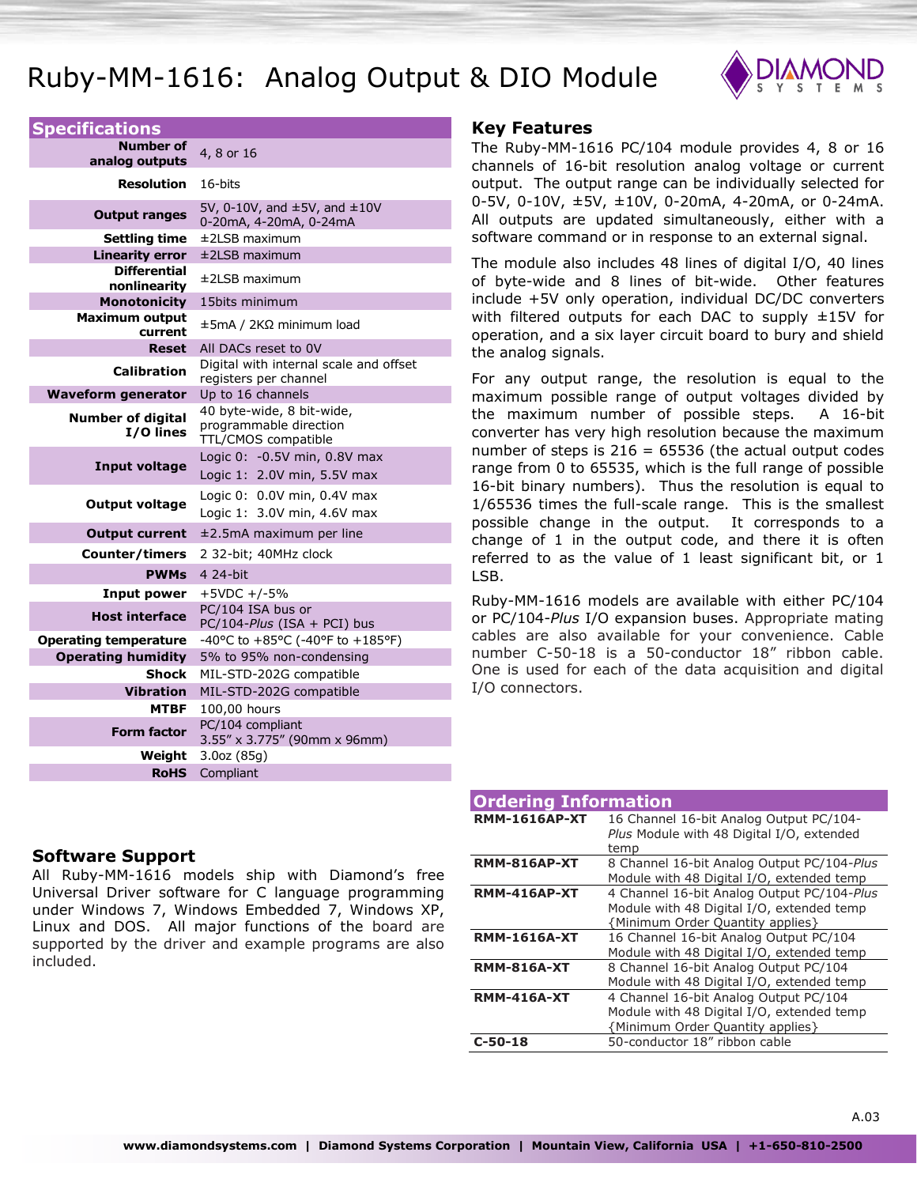# Ruby-MM-1616: Analog Output & DIO Module

## Specifications

| | |
|---|---|
| **Number of analog outputs** | 4, 8 or 16 |
| **Resolution** | 16-bits |
| **Output ranges** | 5V, 0-10V, and ±5V, and ±10V 0-20mA, 4-20mA, 0-24mA |
| **Settling time** | ±2LSB maximum |
| **Linearity error** | ±2LSB maximum |
| **Differential nonlinearity** | ±2LSB maximum |
| **Monotonicity** | 15bits minimum |
| **Maximum output current** | ±5mA / 2KΩ minimum load |
| **Reset** | All DACs reset to 0V |
| **Calibration** | Digital with internal scale and offset registers per channel |
| **Waveform generator** | Up to 16 channels |
| **Number of digital I/O lines** | 40 byte-wide, 8 bit-wide, programmable direction TTL/CMOS compatible |
| **Input voltage** | Logic 0: -0.5V min, 0.8V max<br>Logic 1: 2.0V min, 5.5V max |
| **Output voltage** | Logic 0: 0.0V min, 0.4V max<br>Logic 1: 3.0V min, 4.6V max |
| **Output current** | ±2.5mA maximum per line |
| **Counter/timers** | 2 32-bit; 40MHz clock |
| **PWMs** | 4 24-bit |
| **Input power** | +5VDC +/-5% |
| **Host interface** | PC/104 ISA bus or PC/104-*Plus* (ISA + PCI) bus |
| **Operating temperature** | -40°C to +85°C (-40°F to +185°F) |
| **Operating humidity** | 5% to 95% non-condensing |
| **Shock** | MIL-STD-202G compatible |
| **Vibration** | MIL-STD-202G compatible |
| **MTBF** | 100,00 hours |
| **Form factor** | PC/104 compliant 3.55" x 3.775" (90mm x 96mm) |
| **Weight** | 3.0oz (85g) |
| **RoHS** | Compliant |

## Key Features

The Ruby-MM-1616 PC/104 module provides 4, 8 or 16 channels of 16-bit resolution analog voltage or current output. The output range can be individually selected for 0-5V, 0-10V, ±5V, ±10V, 0-20mA, 4-20mA, or 0-24mA. All outputs are updated simultaneously, either with a software command or in response to an external signal.

The module also includes 48 lines of digital I/O, 40 lines of byte-wide and 8 lines of bit-wide. Other features include +5V only operation, individual DC/DC converters with filtered outputs for each DAC to supply ±15V for operation, and a six layer circuit board to bury and shield the analog signals.

For any output range, the resolution is equal to the maximum possible range of output voltages divided by the maximum number of possible steps. A 16-bit converter has very high resolution because the maximum number of steps is 216 = 65536 (the actual output codes range from 0 to 65535, which is the full range of possible 16-bit binary numbers). Thus the resolution is equal to 1/65536 times the full-scale range. This is the smallest possible change in the output. It corresponds to a change of 1 in the output code, and there it is often referred to as the value of 1 least significant bit, or 1 LSB.

Ruby-MM-1616 models are available with either PC/104 or PC/104-*Plus* I/O expansion buses. Appropriate mating cables are also available for your convenience. Cable number C-50-18 is a 50-conductor 18" ribbon cable. One is used for each of the data acquisition and digital I/O connectors.

## Software Support

All Ruby-MM-1616 models ship with Diamond's free Universal Driver software for C language programming under Windows 7, Windows Embedded 7, Windows XP, Linux and DOS. All major functions of the board are supported by the driver and example programs are also included.

## Ordering Information

| | |
|---|---|
| **RMM-1616AP-XT** | 16 Channel 16-bit Analog Output PC/104-*Plus* Module with 48 Digital I/O, extended temp |
| **RMM-816AP-XT** | 8 Channel 16-bit Analog Output PC/104-*Plus* Module with 48 Digital I/O, extended temp |
| **RMM-416AP-XT** | 4 Channel 16-bit Analog Output PC/104-*Plus* Module with 48 Digital I/O, extended temp {Minimum Order Quantity applies} |
| **RMM-1616A-XT** | 16 Channel 16-bit Analog Output PC/104 Module with 48 Digital I/O, extended temp |
| **RMM-816A-XT** | 8 Channel 16-bit Analog Output PC/104 Module with 48 Digital I/O, extended temp |
| **RMM-416A-XT** | 4 Channel 16-bit Analog Output PC/104 Module with 48 Digital I/O, extended temp {Minimum Order Quantity applies} |
| **C-50-18** | 50-conductor 18" ribbon cable |

A.03

www.diamondsystems.com | Diamond Systems Corporation | Mountain View, California USA | +1-650-810-2500